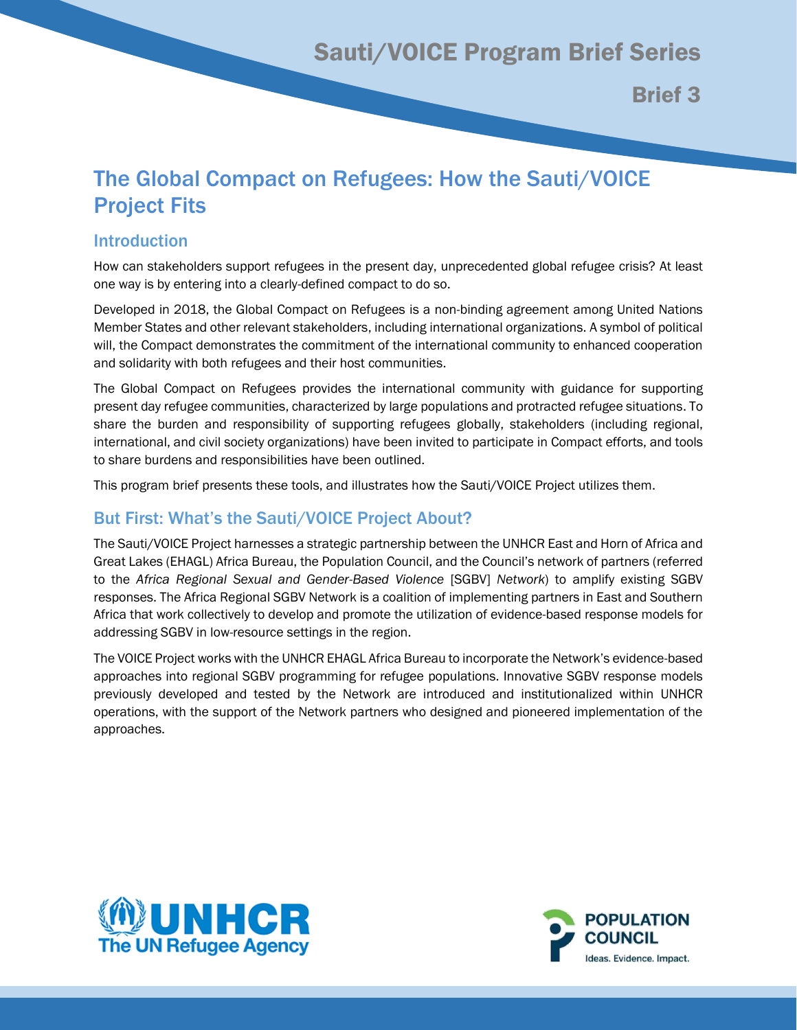Sauti/VOICE Program Brief Series

Brief 3

# The Global Compact on Refugees: How the Sauti/VOICE Project Fits

## Introduction

How can stakeholders support refugees in the present day, unprecedented global refugee crisis? At least one way is by entering into a clearly-defined compact to do so.

Developed in 2018, the Global Compact on Refugees is a non-binding agreement among United Nations Member States and other relevant stakeholders, including international organizations. A symbol of political will, the Compact demonstrates the commitment of the international community to enhanced cooperation and solidarity with both refugees and their host communities.

The Global Compact on Refugees provides the international community with guidance for supporting present day refugee communities, characterized by large populations and protracted refugee situations. To share the burden and responsibility of supporting refugees globally, stakeholders (including regional, international, and civil society organizations) have been invited to participate in Compact efforts, and tools to share burdens and responsibilities have been outlined.

This program brief presents these tools, and illustrates how the Sauti/VOICE Project utilizes them.

## But First: What's the Sauti/VOICE Project About?

The Sauti/VOICE Project harnesses a strategic partnership between the UNHCR East and Horn of Africa and Great Lakes (EHAGL) Africa Bureau, the Population Council, and the Council's network of partners (referred to the *Africa Regional Sexual and Gender-Based Violence* [SGBV] *Network*) to amplify existing SGBV responses. The Africa Regional SGBV Network is a coalition of implementing partners in East and Southern Africa that work collectively to develop and promote the utilization of evidence-based response models for addressing SGBV in low-resource settings in the region.

The VOICE Project works with the UNHCR EHAGL Africa Bureau to incorporate the Network's evidence-based approaches into regional SGBV programming for refugee populations. Innovative SGBV response models previously developed and tested by the Network are introduced and institutionalized within UNHCR operations, with the support of the Network partners who designed and pioneered implementation of the approaches.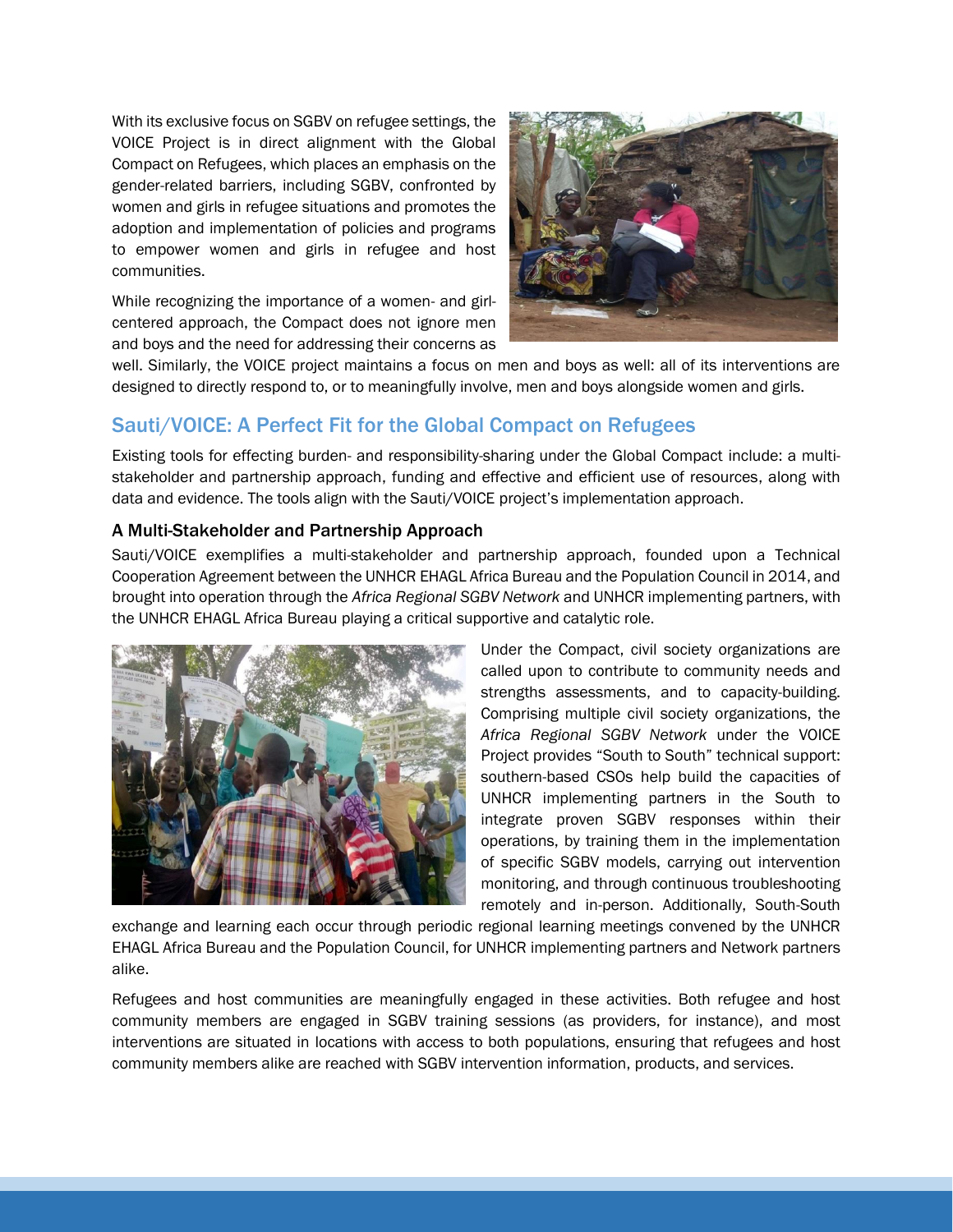With its exclusive focus on SGBV on refugee settings, the VOICE Project is in direct alignment with the Global Compact on Refugees, which places an emphasis on the gender-related barriers, including SGBV, confronted by women and girls in refugee situations and promotes the adoption and implementation of policies and programs to empower women and girls in refugee and host communities.

While recognizing the importance of a women- and girl-centered approach, the Compact does not ignore men and boys and the need for addressing their concerns as well. Similarly, the VOICE project maintains a focus on men and boys as well: all of its interventions are designed to directly respond to, or to meaningfully involve, men and boys alongside women and girls.

## Sauti/VOICE: A Perfect Fit for the Global Compact on Refugees

Existing tools for effecting burden- and responsibility-sharing under the Global Compact include: a multi-stakeholder and partnership approach, funding and effective and efficient use of resources, along with data and evidence. The tools align with the Sauti/VOICE project's implementation approach.

### A Multi-Stakeholder and Partnership Approach

Sauti/VOICE exemplifies a multi-stakeholder and partnership approach, founded upon a Technical Cooperation Agreement between the UNHCR EHAGL Africa Bureau and the Population Council in 2014, and brought into operation through the *Africa Regional SGBV Network* and UNHCR implementing partners, with the UNHCR EHAGL Africa Bureau playing a critical supportive and catalytic role.

Under the Compact, civil society organizations are called upon to contribute to community needs and strengths assessments, and to capacity-building. Comprising multiple civil society organizations, the *Africa Regional SGBV Network* under the VOICE Project provides "South to South" technical support: southern-based CSOs help build the capacities of UNHCR implementing partners in the South to integrate proven SGBV responses within their operations, by training them in the implementation of specific SGBV models, carrying out intervention monitoring, and through continuous troubleshooting remotely and in-person. Additionally, South-South exchange and learning each occur through periodic regional learning meetings convened by the UNHCR EHAGL Africa Bureau and the Population Council, for UNHCR implementing partners and Network partners alike.

Refugees and host communities are meaningfully engaged in these activities. Both refugee and host community members are engaged in SGBV training sessions (as providers, for instance), and most interventions are situated in locations with access to both populations, ensuring that refugees and host community members alike are reached with SGBV intervention information, products, and services.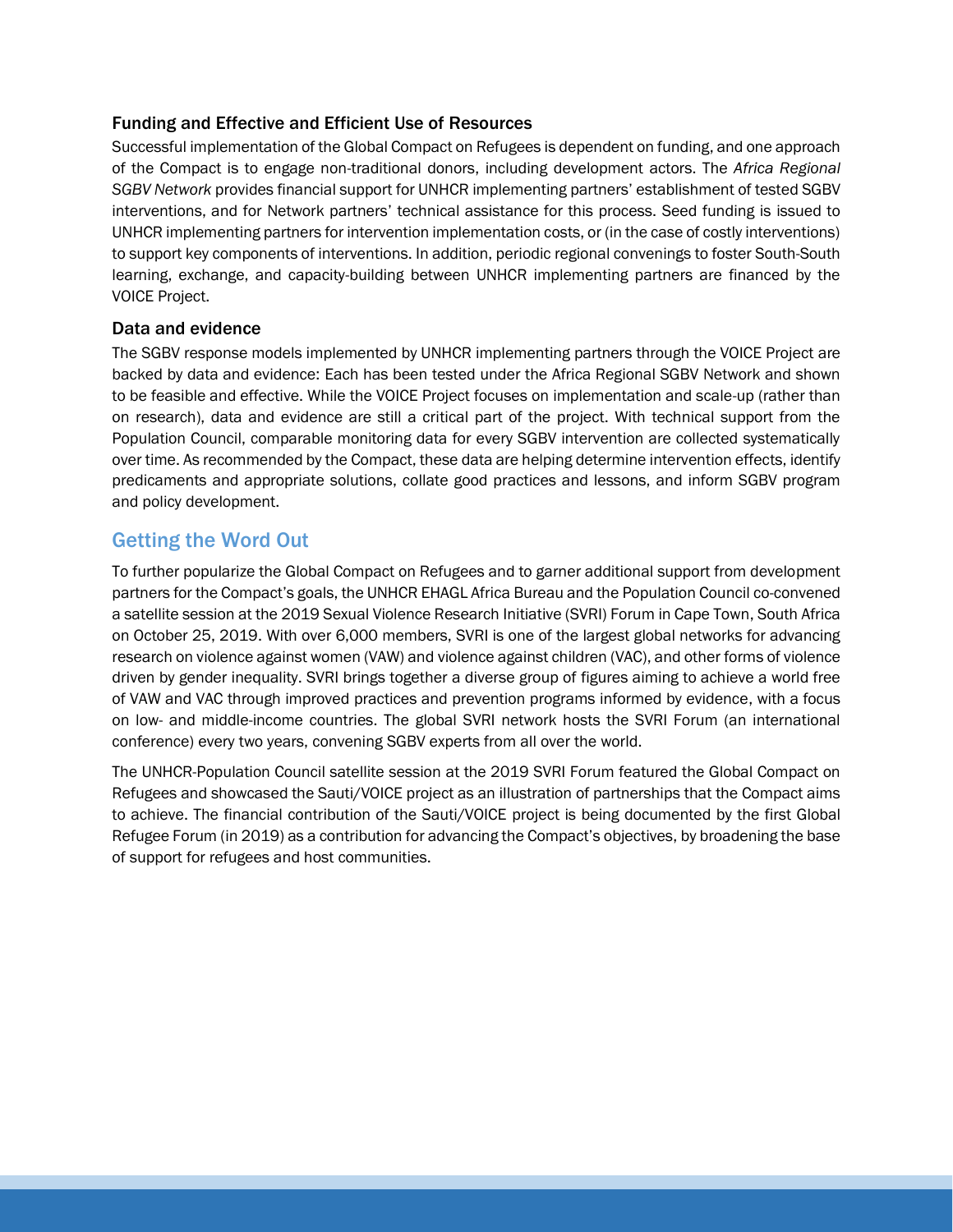### Funding and Effective and Efficient Use of Resources

Successful implementation of the Global Compact on Refugees is dependent on funding, and one approach of the Compact is to engage non-traditional donors, including development actors. The *Africa Regional SGBV Network* provides financial support for UNHCR implementing partners' establishment of tested SGBV interventions, and for Network partners' technical assistance for this process. Seed funding is issued to UNHCR implementing partners for intervention implementation costs, or (in the case of costly interventions) to support key components of interventions. In addition, periodic regional convenings to foster South-South learning, exchange, and capacity-building between UNHCR implementing partners are financed by the VOICE Project.

### Data and evidence

The SGBV response models implemented by UNHCR implementing partners through the VOICE Project are backed by data and evidence: Each has been tested under the Africa Regional SGBV Network and shown to be feasible and effective. While the VOICE Project focuses on implementation and scale-up (rather than on research), data and evidence are still a critical part of the project. With technical support from the Population Council, comparable monitoring data for every SGBV intervention are collected systematically over time. As recommended by the Compact, these data are helping determine intervention effects, identify predicaments and appropriate solutions, collate good practices and lessons, and inform SGBV program and policy development.

## Getting the Word Out

To further popularize the Global Compact on Refugees and to garner additional support from development partners for the Compact's goals, the UNHCR EHAGL Africa Bureau and the Population Council co-convened a satellite session at the 2019 Sexual Violence Research Initiative (SVRI) Forum in Cape Town, South Africa on October 25, 2019. With over 6,000 members, SVRI is one of the largest global networks for advancing research on violence against women (VAW) and violence against children (VAC), and other forms of violence driven by gender inequality. SVRI brings together a diverse group of figures aiming to achieve a world free of VAW and VAC through improved practices and prevention programs informed by evidence, with a focus on low- and middle-income countries. The global SVRI network hosts the SVRI Forum (an international conference) every two years, convening SGBV experts from all over the world.

The UNHCR-Population Council satellite session at the 2019 SVRI Forum featured the Global Compact on Refugees and showcased the Sauti/VOICE project as an illustration of partnerships that the Compact aims to achieve. The financial contribution of the Sauti/VOICE project is being documented by the first Global Refugee Forum (in 2019) as a contribution for advancing the Compact's objectives, by broadening the base of support for refugees and host communities.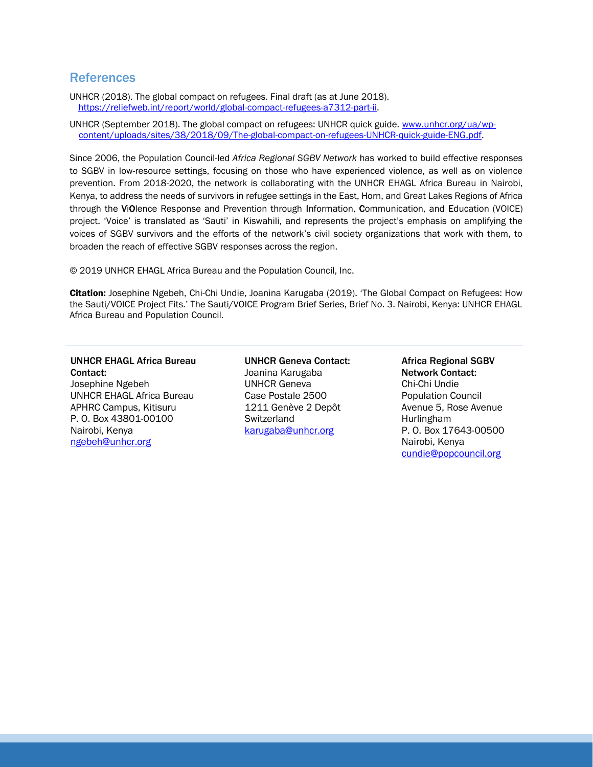## References

UNHCR (2018). The global compact on refugees. Final draft (as at June 2018). https://reliefweb.int/report/world/global-compact-refugees-a7312-part-ii.

UNHCR (September 2018). The global compact on refugees: UNHCR quick guide. www.unhcr.org/ua/wp-content/uploads/sites/38/2018/09/The-global-compact-on-refugees-UNHCR-quick-guide-ENG.pdf.

Since 2006, the Population Council-led *Africa Regional SGBV Network* has worked to build effective responses to SGBV in low-resource settings, focusing on those who have experienced violence, as well as on violence prevention. From 2018-2020, the network is collaborating with the UNHCR EHAGL Africa Bureau in Nairobi, Kenya, to address the needs of survivors in refugee settings in the East, Horn, and Great Lakes Regions of Africa through the **V**i**O**lence Response and Prevention through **I**nformation, **C**ommunication, and **E**ducation (VOICE) project. 'Voice' is translated as 'Sauti' in Kiswahili, and represents the project's emphasis on amplifying the voices of SGBV survivors and the efforts of the network's civil society organizations that work with them, to broaden the reach of effective SGBV responses across the region.

© 2019 UNHCR EHAGL Africa Bureau and the Population Council, Inc.

**Citation:** Josephine Ngebeh, Chi-Chi Undie, Joanina Karugaba (2019). 'The Global Compact on Refugees: How the Sauti/VOICE Project Fits.' The Sauti/VOICE Program Brief Series, Brief No. 3. Nairobi, Kenya: UNHCR EHAGL Africa Bureau and Population Council.

---

**UNHCR EHAGL Africa Bureau Contact:**
Josephine Ngebeh
UNHCR EHAGL Africa Bureau
APHRC Campus, Kitisuru
P. O. Box 43801-00100
Nairobi, Kenya
ngebeh@unhcr.org

**UNHCR Geneva Contact:**
Joanina Karugaba
UNHCR Geneva
Case Postale 2500
1211 Genève 2 Depôt
Switzerland
karugaba@unhcr.org

**Africa Regional SGBV Network Contact:**
Chi-Chi Undie
Population Council
Avenue 5, Rose Avenue
Hurlingham
P. O. Box 17643-00500
Nairobi, Kenya
cundie@popcouncil.org